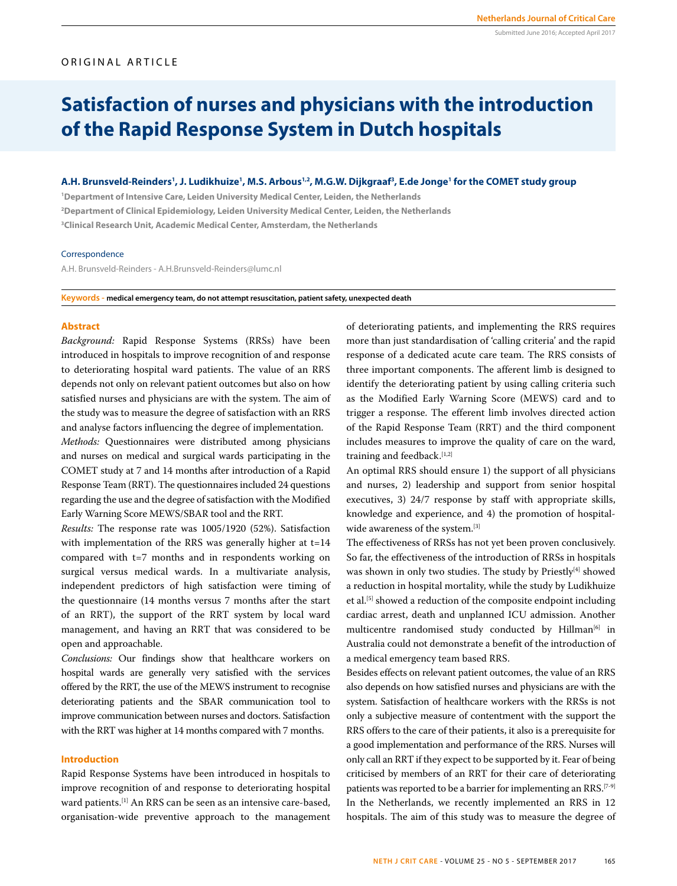ORIGINAL ARTICLE

# Satisfaction of nurses and physicians with the introduction of the Rapid Response System in Dutch hospitals

**A.H. Brunsveld-Reinders[1], J. Ludikhuize[1], M.S. Arbous[1,2], M.G.W. Dijkgraaf[3], E.de Jonge[1] for the COMET study group**

[1]Department of Intensive Care, Leiden University Medical Center, Leiden, the Netherlands
[2]Department of Clinical Epidemiology, Leiden University Medical Center, Leiden, the Netherlands
[3]Clinical Research Unit, Academic Medical Center, Amsterdam, the Netherlands

Correspondence

A.H. Brunsveld-Reinders - A.H.Brunsveld-Reinders@lumc.nl

**Keywords -** medical emergency team, do not attempt resuscitation, patient safety, unexpected death

## Abstract

*Background:* Rapid Response Systems (RRSs) have been introduced in hospitals to improve recognition of and response to deteriorating hospital ward patients. The value of an RRS depends not only on relevant patient outcomes but also on how satisfied nurses and physicians are with the system. The aim of the study was to measure the degree of satisfaction with an RRS and analyse factors influencing the degree of implementation.

*Methods:* Questionnaires were distributed among physicians and nurses on medical and surgical wards participating in the COMET study at 7 and 14 months after introduction of a Rapid Response Team (RRT). The questionnaires included 24 questions regarding the use and the degree of satisfaction with the Modified Early Warning Score MEWS/SBAR tool and the RRT.

*Results:* The response rate was 1005/1920 (52%). Satisfaction with implementation of the RRS was generally higher at t=14 compared with t=7 months and in respondents working on surgical versus medical wards. In a multivariate analysis, independent predictors of high satisfaction were timing of the questionnaire (14 months versus 7 months after the start of an RRT), the support of the RRT system by local ward management, and having an RRT that was considered to be open and approachable.

*Conclusions:* Our findings show that healthcare workers on hospital wards are generally very satisfied with the services offered by the RRT, the use of the MEWS instrument to recognise deteriorating patients and the SBAR communication tool to improve communication between nurses and doctors. Satisfaction with the RRT was higher at 14 months compared with 7 months.

## Introduction

Rapid Response Systems have been introduced in hospitals to improve recognition of and response to deteriorating hospital ward patients.[1] An RRS can be seen as an intensive care-based, organisation-wide preventive approach to the management of deteriorating patients, and implementing the RRS requires more than just standardisation of 'calling criteria' and the rapid response of a dedicated acute care team. The RRS consists of three important components. The afferent limb is designed to identify the deteriorating patient by using calling criteria such as the Modified Early Warning Score (MEWS) card and to trigger a response. The efferent limb involves directed action of the Rapid Response Team (RRT) and the third component includes measures to improve the quality of care on the ward, training and feedback.[1,2]

An optimal RRS should ensure 1) the support of all physicians and nurses, 2) leadership and support from senior hospital executives, 3) 24/7 response by staff with appropriate skills, knowledge and experience, and 4) the promotion of hospital-wide awareness of the system.[3]

The effectiveness of RRSs has not yet been proven conclusively. So far, the effectiveness of the introduction of RRSs in hospitals was shown in only two studies. The study by Priestly[4] showed a reduction in hospital mortality, while the study by Ludikhuize et al.[5] showed a reduction of the composite endpoint including cardiac arrest, death and unplanned ICU admission. Another multicentre randomised study conducted by Hillman[6] in Australia could not demonstrate a benefit of the introduction of a medical emergency team based RRS.

Besides effects on relevant patient outcomes, the value of an RRS also depends on how satisfied nurses and physicians are with the system. Satisfaction of healthcare workers with the RRSs is not only a subjective measure of contentment with the support the RRS offers to the care of their patients, it also is a prerequisite for a good implementation and performance of the RRS. Nurses will only call an RRT if they expect to be supported by it. Fear of being criticised by members of an RRT for their care of deteriorating patients was reported to be a barrier for implementing an RRS.[7-9]

In the Netherlands, we recently implemented an RRS in 12 hospitals. The aim of this study was to measure the degree of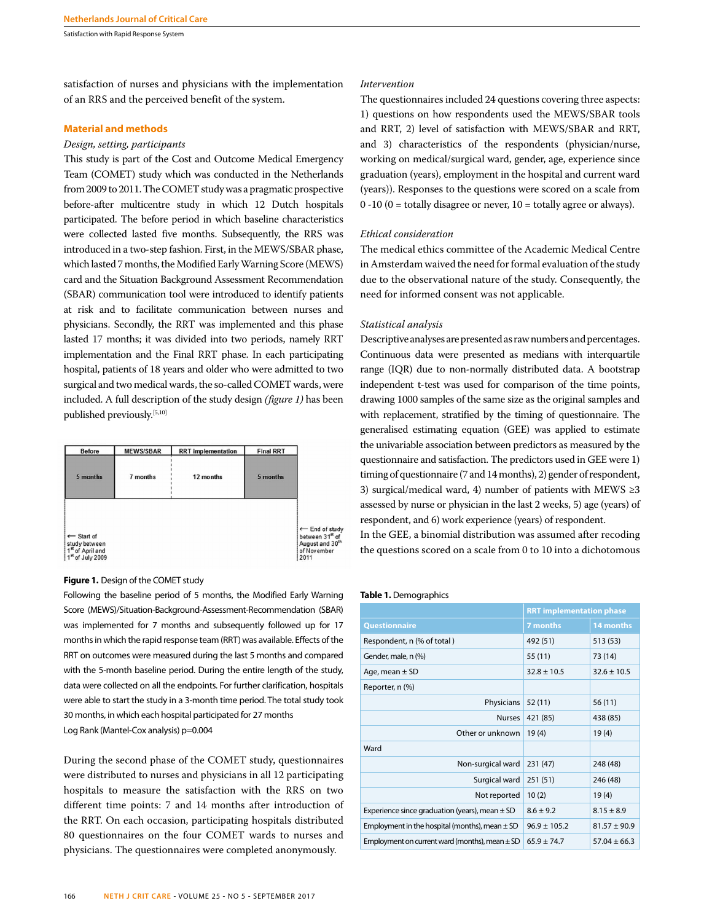satisfaction of nurses and physicians with the implementation of an RRS and the perceived benefit of the system.

## Material and methods

*Design, setting, participants*

This study is part of the Cost and Outcome Medical Emergency Team (COMET) study which was conducted in the Netherlands from 2009 to 2011. The COMET study was a pragmatic prospective before-after multicentre study in which 12 Dutch hospitals participated. The before period in which baseline characteristics were collected lasted five months. Subsequently, the RRS was introduced in a two-step fashion. First, in the MEWS/SBAR phase, which lasted 7 months, the Modified Early Warning Score (MEWS) card and the Situation Background Assessment Recommendation (SBAR) communication tool were introduced to identify patients at risk and to facilitate communication between nurses and physicians. Secondly, the RRT was implemented and this phase lasted 17 months; it was divided into two periods, namely RRT implementation and the Final RRT phase. In each participating hospital, patients of 18 years and older who were admitted to two surgical and two medical wards, the so-called COMET wards, were included. A full description of the study design *(figure 1)* has been published previously.[5,10]

| Before | MEWS/SBAR | RRT implementation | Final RRT |
|---|---|---|---|
| 5 months | 7 months | 12 months | 5 months |

← Start of study between 1st of April and 1st of July 2009

← End of study between 31st of August and 30th of November 2011

**Figure 1.** Design of the COMET study

Following the baseline period of 5 months, the Modified Early Warning Score (MEWS)/Situation-Background-Assessment-Recommendation (SBAR) was implemented for 7 months and subsequently followed up for 17 months in which the rapid response team (RRT) was available. Effects of the RRT on outcomes were measured during the last 5 months and compared with the 5-month baseline period. During the entire length of the study, data were collected on all the endpoints. For further clarification, hospitals were able to start the study in a 3-month time period. The total study took 30 months, in which each hospital participated for 27 months

Log Rank (Mantel-Cox analysis) p=0.004

During the second phase of the COMET study, questionnaires were distributed to nurses and physicians in all 12 participating hospitals to measure the satisfaction with the RRS on two different time points: 7 and 14 months after introduction of the RRT. On each occasion, participating hospitals distributed 80 questionnaires on the four COMET wards to nurses and physicians. The questionnaires were completed anonymously.

*Intervention*

The questionnaires included 24 questions covering three aspects: 1) questions on how respondents used the MEWS/SBAR tools and RRT, 2) level of satisfaction with MEWS/SBAR and RRT, and 3) characteristics of the respondents (physician/nurse, working on medical/surgical ward, gender, age, experience since graduation (years), employment in the hospital and current ward (years)). Responses to the questions were scored on a scale from 0 -10 (0 = totally disagree or never, 10 = totally agree or always).

*Ethical consideration*

The medical ethics committee of the Academic Medical Centre in Amsterdam waived the need for formal evaluation of the study due to the observational nature of the study. Consequently, the need for informed consent was not applicable.

*Statistical analysis*

Descriptive analyses are presented as raw numbers and percentages. Continuous data were presented as medians with interquartile range (IQR) due to non-normally distributed data. A bootstrap independent t-test was used for comparison of the time points, drawing 1000 samples of the same size as the original samples and with replacement, stratified by the timing of questionnaire. The generalised estimating equation (GEE) was applied to estimate the univariable association between predictors as measured by the questionnaire and satisfaction. The predictors used in GEE were 1) timing of questionnaire (7 and 14 months), 2) gender of respondent, 3) surgical/medical ward, 4) number of patients with MEWS ≥3 assessed by nurse or physician in the last 2 weeks, 5) age (years) of respondent, and 6) work experience (years) of respondent.

In the GEE, a binomial distribution was assumed after recoding the questions scored on a scale from 0 to 10 into a dichotomous

**Table 1.** Demographics

| | RRT implementation phase | |
|---|---|---|
| **Questionnaire** | **7 months** | **14 months** |
| Respondent, n (% of total ) | 492 (51) | 513 (53) |
| Gender, male, n (%) | 55 (11) | 73 (14) |
| Age, mean ± SD | 32.8 ± 10.5 | 32.6 ± 10.5 |
| Reporter, n (%) | | |
| Physicians | 52 (11) | 56 (11) |
| Nurses | 421 (85) | 438 (85) |
| Other or unknown | 19 (4) | 19 (4) |
| Ward | | |
| Non-surgical ward | 231 (47) | 248 (48) |
| Surgical ward | 251 (51) | 246 (48) |
| Not reported | 10 (2) | 19 (4) |
| Experience since graduation (years), mean ± SD | 8.6 ± 9.2 | 8.15 ± 8.9 |
| Employment in the hospital (months), mean ± SD | 96.9 ± 105.2 | 81.57 ± 90.9 |
| Employment on current ward (months), mean ± SD | 65.9 ± 74.7 | 57.04 ± 66.3 |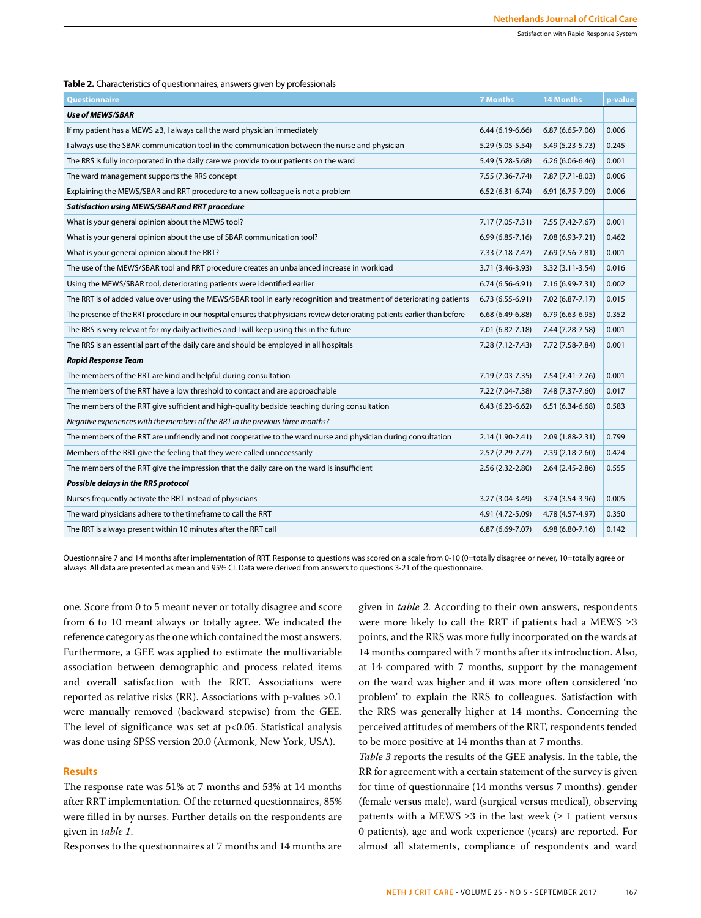**Table 2.** Characteristics of questionnaires, answers given by professionals

| Questionnaire | 7 Months | 14 Months | p-value |
|---|---|---|---|
| ***Use of MEWS/SBAR*** | | | |
| If my patient has a MEWS ≥3, I always call the ward physician immediately | 6.44 (6.19-6.66) | 6.87 (6.65-7.06) | 0.006 |
| I always use the SBAR communication tool in the communication between the nurse and physician | 5.29 (5.05-5.54) | 5.49 (5.23-5.73) | 0.245 |
| The RRS is fully incorporated in the daily care we provide to our patients on the ward | 5.49 (5.28-5.68) | 6.26 (6.06-6.46) | 0.001 |
| The ward management supports the RRS concept | 7.55 (7.36-7.74) | 7.87 (7.71-8.03) | 0.006 |
| Explaining the MEWS/SBAR and RRT procedure to a new colleague is not a problem | 6.52 (6.31-6.74) | 6.91 (6.75-7.09) | 0.006 |
| ***Satisfaction using MEWS/SBAR and RRT procedure*** | | | |
| What is your general opinion about the MEWS tool? | 7.17 (7.05-7.31) | 7.55 (7.42-7.67) | 0.001 |
| What is your general opinion about the use of SBAR communication tool? | 6.99 (6.85-7.16) | 7.08 (6.93-7.21) | 0.462 |
| What is your general opinion about the RRT? | 7.33 (7.18-7.47) | 7.69 (7.56-7.81) | 0.001 |
| The use of the MEWS/SBAR tool and RRT procedure creates an unbalanced increase in workload | 3.71 (3.46-3.93) | 3.32 (3.11-3.54) | 0.016 |
| Using the MEWS/SBAR tool, deteriorating patients were identified earlier | 6.74 (6.56-6.91) | 7.16 (6.99-7.31) | 0.002 |
| The RRT is of added value over using the MEWS/SBAR tool in early recognition and treatment of deteriorating patients | 6.73 (6.55-6.91) | 7.02 (6.87-7.17) | 0.015 |
| The presence of the RRT procedure in our hospital ensures that physicians review deteriorating patients earlier than before | 6.68 (6.49-6.88) | 6.79 (6.63-6.95) | 0.352 |
| The RRS is very relevant for my daily activities and I will keep using this in the future | 7.01 (6.82-7.18) | 7.44 (7.28-7.58) | 0.001 |
| The RRS is an essential part of the daily care and should be employed in all hospitals | 7.28 (7.12-7.43) | 7.72 (7.58-7.84) | 0.001 |
| ***Rapid Response Team*** | | | |
| The members of the RRT are kind and helpful during consultation | 7.19 (7.03-7.35) | 7.54 (7.41-7.76) | 0.001 |
| The members of the RRT have a low threshold to contact and are approachable | 7.22 (7.04-7.38) | 7.48 (7.37-7.60) | 0.017 |
| The members of the RRT give sufficient and high-quality bedside teaching during consultation | 6.43 (6.23-6.62) | 6.51 (6.34-6.68) | 0.583 |
| *Negative experiences with the members of the RRT in the previous three months?* | | | |
| The members of the RRT are unfriendly and not cooperative to the ward nurse and physician during consultation | 2.14 (1.90-2.41) | 2.09 (1.88-2.31) | 0.799 |
| Members of the RRT give the feeling that they were called unnecessarily | 2.52 (2.29-2.77) | 2.39 (2.18-2.60) | 0.424 |
| The members of the RRT give the impression that the daily care on the ward is insufficient | 2.56 (2.32-2.80) | 2.64 (2.45-2.86) | 0.555 |
| ***Possible delays in the RRS protocol*** | | | |
| Nurses frequently activate the RRT instead of physicians | 3.27 (3.04-3.49) | 3.74 (3.54-3.96) | 0.005 |
| The ward physicians adhere to the timeframe to call the RRT | 4.91 (4.72-5.09) | 4.78 (4.57-4.97) | 0.350 |
| The RRT is always present within 10 minutes after the RRT call | 6.87 (6.69-7.07) | 6.98 (6.80-7.16) | 0.142 |

Questionnaire 7 and 14 months after implementation of RRT. Response to questions was scored on a scale from 0-10 (0=totally disagree or never, 10=totally agree or always. All data are presented as mean and 95% CI. Data were derived from answers to questions 3-21 of the questionnaire.

one. Score from 0 to 5 meant never or totally disagree and score from 6 to 10 meant always or totally agree. We indicated the reference category as the one which contained the most answers. Furthermore, a GEE was applied to estimate the multivariable association between demographic and process related items and overall satisfaction with the RRT. Associations were reported as relative risks (RR). Associations with p-values >0.1 were manually removed (backward stepwise) from the GEE. The level of significance was set at $p<0.05$. Statistical analysis was done using SPSS version 20.0 (Armonk, New York, USA).

## Results

The response rate was 51% at 7 months and 53% at 14 months after RRT implementation. Of the returned questionnaires, 85% were filled in by nurses. Further details on the respondents are given in *table 1*.

Responses to the questionnaires at 7 months and 14 months are given in *table 2*. According to their own answers, respondents were more likely to call the RRT if patients had a MEWS ≥3 points, and the RRS was more fully incorporated on the wards at 14 months compared with 7 months after its introduction. Also, at 14 compared with 7 months, support by the management on the ward was higher and it was more often considered 'no problem' to explain the RRS to colleagues. Satisfaction with the RRS was generally higher at 14 months. Concerning the perceived attitudes of members of the RRT, respondents tended to be more positive at 14 months than at 7 months.

*Table 3* reports the results of the GEE analysis. In the table, the RR for agreement with a certain statement of the survey is given for time of questionnaire (14 months versus 7 months), gender (female versus male), ward (surgical versus medical), observing patients with a MEWS ≥3 in the last week (≥ 1 patient versus 0 patients), age and work experience (years) are reported. For almost all statements, compliance of respondents and ward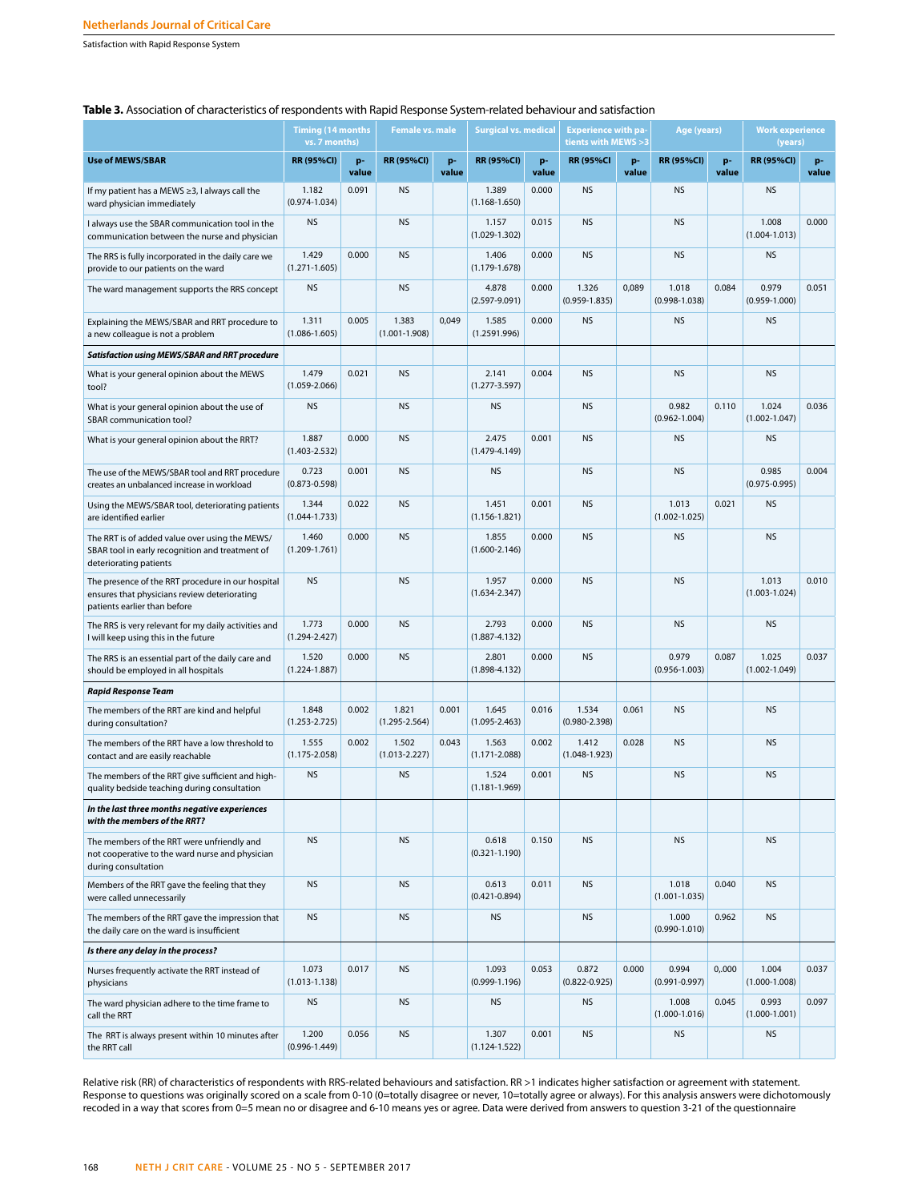**Table 3.** Association of characteristics of respondents with Rapid Response System-related behaviour and satisfaction

| | Timing (14 months vs. 7 months) | | Female vs. male | | Surgical vs. medical | | Experience with patients with MEWS >3 | | Age (years) | | Work experience (years) | |
|---|---|---|---|---|---|---|---|---|---|---|---|---|
| **Use of MEWS/SBAR** | **RR (95%CI)** | **p-value** | **RR (95%CI)** | **p-value** | **RR (95%CI)** | **p-value** | **RR (95%CI** | **p-value** | **RR (95%CI)** | **p-value** | **RR (95%CI)** | **p-value** |
| If my patient has a MEWS ≥3, I always call the ward physician immediately | 1.182 (0.974-1.034) | 0.091 | NS | | 1.389 (1.168-1.650) | 0.000 | NS | | NS | | NS | |
| I always use the SBAR communication tool in the communication between the nurse and physician | NS | | NS | | 1.157 (1.029-1.302) | 0.015 | NS | | NS | | 1.008 (1.004-1.013) | 0.000 |
| The RRS is fully incorporated in the daily care we provide to our patients on the ward | 1.429 (1.271-1.605) | 0.000 | NS | | 1.406 (1.179-1.678) | 0.000 | NS | | NS | | NS | |
| The ward management supports the RRS concept | NS | | NS | | 4.878 (2.597-9.091) | 0.000 | 1.326 (0.959-1.835) | 0,089 | 1.018 (0.998-1.038) | 0.084 | 0.979 (0.959-1.000) | 0.051 |
| Explaining the MEWS/SBAR and RRT procedure to a new colleague is not a problem | 1.311 (1.086-1.605) | 0.005 | 1.383 (1.001-1.908) | 0,049 | 1.585 (1.2591.996) | 0.000 | NS | | NS | | NS | |
| ***Satisfaction using MEWS/SBAR and RRT procedure*** | | | | | | | | | | | | |
| What is your general opinion about the MEWS tool? | 1.479 (1.059-2.066) | 0.021 | NS | | 2.141 (1.277-3.597) | 0.004 | NS | | NS | | NS | |
| What is your general opinion about the use of SBAR communication tool? | NS | | NS | | NS | | NS | | 0.982 (0.962-1.004) | 0.110 | 1.024 (1.002-1.047) | 0.036 |
| What is your general opinion about the RRT? | 1.887 (1.403-2.532) | 0.000 | NS | | 2.475 (1.479-4.149) | 0.001 | NS | | NS | | NS | |
| The use of the MEWS/SBAR tool and RRT procedure creates an unbalanced increase in workload | 0.723 (0.873-0.598) | 0.001 | NS | | NS | | NS | | NS | | 0.985 (0.975-0.995) | 0.004 |
| Using the MEWS/SBAR tool, deteriorating patients are identified earlier | 1.344 (1.044-1.733) | 0.022 | NS | | 1.451 (1.156-1.821) | 0.001 | NS | | 1.013 (1.002-1.025) | 0.021 | NS | |
| The RRT is of added value over using the MEWS/SBAR tool in early recognition and treatment of deteriorating patients | 1.460 (1.209-1.761) | 0.000 | NS | | 1.855 (1.600-2.146) | 0.000 | NS | | NS | | NS | |
| The presence of the RRT procedure in our hospital ensures that physicians review deteriorating patients earlier than before | NS | | NS | | 1.957 (1.634-2.347) | 0.000 | NS | | NS | | 1.013 (1.003-1.024) | 0.010 |
| The RRS is very relevant for my daily activities and I will keep using this in the future | 1.773 (1.294-2.427) | 0.000 | NS | | 2.793 (1.887-4.132) | 0.000 | NS | | NS | | NS | |
| The RRS is an essential part of the daily care and should be employed in all hospitals | 1.520 (1.224-1.887) | 0.000 | NS | | 2.801 (1.898-4.132) | 0.000 | NS | | 0.979 (0.956-1.003) | 0.087 | 1.025 (1.002-1.049) | 0.037 |
| ***Rapid Response Team*** | | | | | | | | | | | | |
| The members of the RRT are kind and helpful during consultation? | 1.848 (1.253-2.725) | 0.002 | 1.821 (1.295-2.564) | 0.001 | 1.645 (1.095-2.463) | 0.016 | 1.534 (0.980-2.398) | 0.061 | NS | | NS | |
| The members of the RRT have a low threshold to contact and are easily reachable | 1.555 (1.175-2.058) | 0.002 | 1.502 (1.013-2.227) | 0.043 | 1.563 (1.171-2.088) | 0.002 | 1.412 (1.048-1.923) | 0.028 | NS | | NS | |
| The members of the RRT give sufficient and high-quality bedside teaching during consultation | NS | | NS | | 1.524 (1.181-1.969) | 0.001 | NS | | NS | | NS | |
| ***In the last three months negative experiences with the members of the RRT?*** | | | | | | | | | | | | |
| The members of the RRT were unfriendly and not cooperative to the ward nurse and physician during consultation | NS | | NS | | 0.618 (0.321-1.190) | 0.150 | NS | | NS | | NS | |
| Members of the RRT gave the feeling that they were called unnecessarily | NS | | NS | | 0.613 (0.421-0.894) | 0.011 | NS | | 1.018 (1.001-1.035) | 0.040 | NS | |
| The members of the RRT gave the impression that the daily care on the ward is insufficient | NS | | NS | | NS | | NS | | 1.000 (0.990-1.010) | 0.962 | NS | |
| ***Is there any delay in the process?*** | | | | | | | | | | | | |
| Nurses frequently activate the RRT instead of physicians | 1.073 (1.013-1.138) | 0.017 | NS | | 1.093 (0.999-1.196) | 0.053 | 0.872 (0.822-0.925) | 0.000 | 0.994 (0.991-0.997) | 0,.000 | 1.004 (1.000-1.008) | 0.037 |
| The ward physician adhere to the time frame to call the RRT | NS | | NS | | NS | | NS | | 1.008 (1.000-1.016) | 0.045 | 0.993 (1.000-1.001) | 0.097 |
| The RRT is always present within 10 minutes after the RRT call | 1.200 (0.996-1.449) | 0.056 | NS | | 1.307 (1.124-1.522) | 0.001 | NS | | NS | | NS | |

Relative risk (RR) of characteristics of respondents with RRS-related behaviours and satisfaction. RR >1 indicates higher satisfaction or agreement with statement. Response to questions was originally scored on a scale from 0-10 (0=totally disagree or never, 10=totally agree or always). For this analysis answers were dichotomously recoded in a way that scores from 0=5 mean no or disagree and 6-10 means yes or agree. Data were derived from answers to question 3-21 of the questionnaire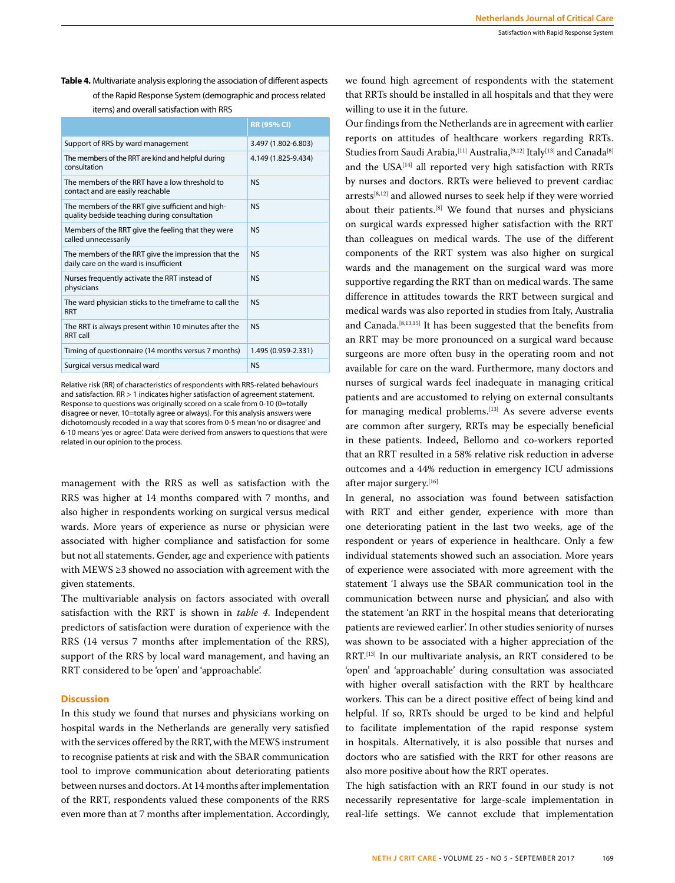**Table 4.** Multivariate analysis exploring the association of different aspects of the Rapid Response System (demographic and process related items) and overall satisfaction with RRS

| | RR (95% CI) |
|---|---|
| Support of RRS by ward management | 3.497 (1.802-6.803) |
| The members of the RRT are kind and helpful during consultation | 4.149 (1.825-9.434) |
| The members of the RRT have a low threshold to contact and are easily reachable | NS |
| The members of the RRT give sufficient and high-quality bedside teaching during consultation | NS |
| Members of the RRT give the feeling that they were called unnecessarily | NS |
| The members of the RRT give the impression that the daily care on the ward is insufficient | NS |
| Nurses frequently activate the RRT instead of physicians | NS |
| The ward physician sticks to the timeframe to call the RRT | NS |
| The RRT is always present within 10 minutes after the RRT call | NS |
| Timing of questionnaire (14 months versus 7 months) | 1.495 (0.959-2.331) |
| Surgical versus medical ward | NS |

Relative risk (RR) of characteristics of respondents with RRS-related behaviours and satisfaction. RR > 1 indicates higher satisfaction of agreement statement. Response to questions was originally scored on a scale from 0-10 (0=totally disagree or never, 10=totally agree or always). For this analysis answers were dichotomously recoded in a way that scores from 0-5 mean 'no or disagree' and 6-10 means 'yes or agree'. Data were derived from answers to questions that were related in our opinion to the process.

management with the RRS as well as satisfaction with the RRS was higher at 14 months compared with 7 months, and also higher in respondents working on surgical versus medical wards. More years of experience as nurse or physician were associated with higher compliance and satisfaction for some but not all statements. Gender, age and experience with patients with MEWS ≥3 showed no association with agreement with the given statements.

The multivariable analysis on factors associated with overall satisfaction with the RRT is shown in *table 4*. Independent predictors of satisfaction were duration of experience with the RRS (14 versus 7 months after implementation of the RRS), support of the RRS by local ward management, and having an RRT considered to be 'open' and 'approachable'.

## Discussion

In this study we found that nurses and physicians working on hospital wards in the Netherlands are generally very satisfied with the services offered by the RRT, with the MEWS instrument to recognise patients at risk and with the SBAR communication tool to improve communication about deteriorating patients between nurses and doctors. At 14 months after implementation of the RRT, respondents valued these components of the RRS even more than at 7 months after implementation. Accordingly, we found high agreement of respondents with the statement that RRTs should be installed in all hospitals and that they were willing to use it in the future.

Our findings from the Netherlands are in agreement with earlier reports on attitudes of healthcare workers regarding RRTs. Studies from Saudi Arabia,[11] Australia,[9,12] Italy[13] and Canada[8] and the USA[14] all reported very high satisfaction with RRTs by nurses and doctors. RRTs were believed to prevent cardiac arrests[8,12] and allowed nurses to seek help if they were worried about their patients.[8] We found that nurses and physicians on surgical wards expressed higher satisfaction with the RRT than colleagues on medical wards. The use of the different components of the RRT system was also higher on surgical wards and the management on the surgical ward was more supportive regarding the RRT than on medical wards. The same difference in attitudes towards the RRT between surgical and medical wards was also reported in studies from Italy, Australia and Canada.[8,13,15] It has been suggested that the benefits from an RRT may be more pronounced on a surgical ward because surgeons are more often busy in the operating room and not available for care on the ward. Furthermore, many doctors and nurses of surgical wards feel inadequate in managing critical patients and are accustomed to relying on external consultants for managing medical problems.[13] As severe adverse events are common after surgery, RRTs may be especially beneficial in these patients. Indeed, Bellomo and co-workers reported that an RRT resulted in a 58% relative risk reduction in adverse outcomes and a 44% reduction in emergency ICU admissions after major surgery.[16]

In general, no association was found between satisfaction with RRT and either gender, experience with more than one deteriorating patient in the last two weeks, age of the respondent or years of experience in healthcare. Only a few individual statements showed such an association. More years of experience were associated with more agreement with the statement 'I always use the SBAR communication tool in the communication between nurse and physician', and also with the statement 'an RRT in the hospital means that deteriorating patients are reviewed earlier'. In other studies seniority of nurses was shown to be associated with a higher appreciation of the RRT.[13] In our multivariate analysis, an RRT considered to be 'open' and 'approachable' during consultation was associated with higher overall satisfaction with the RRT by healthcare workers. This can be a direct positive effect of being kind and helpful. If so, RRTs should be urged to be kind and helpful to facilitate implementation of the rapid response system in hospitals. Alternatively, it is also possible that nurses and doctors who are satisfied with the RRT for other reasons are also more positive about how the RRT operates.

The high satisfaction with an RRT found in our study is not necessarily representative for large-scale implementation in real-life settings. We cannot exclude that implementation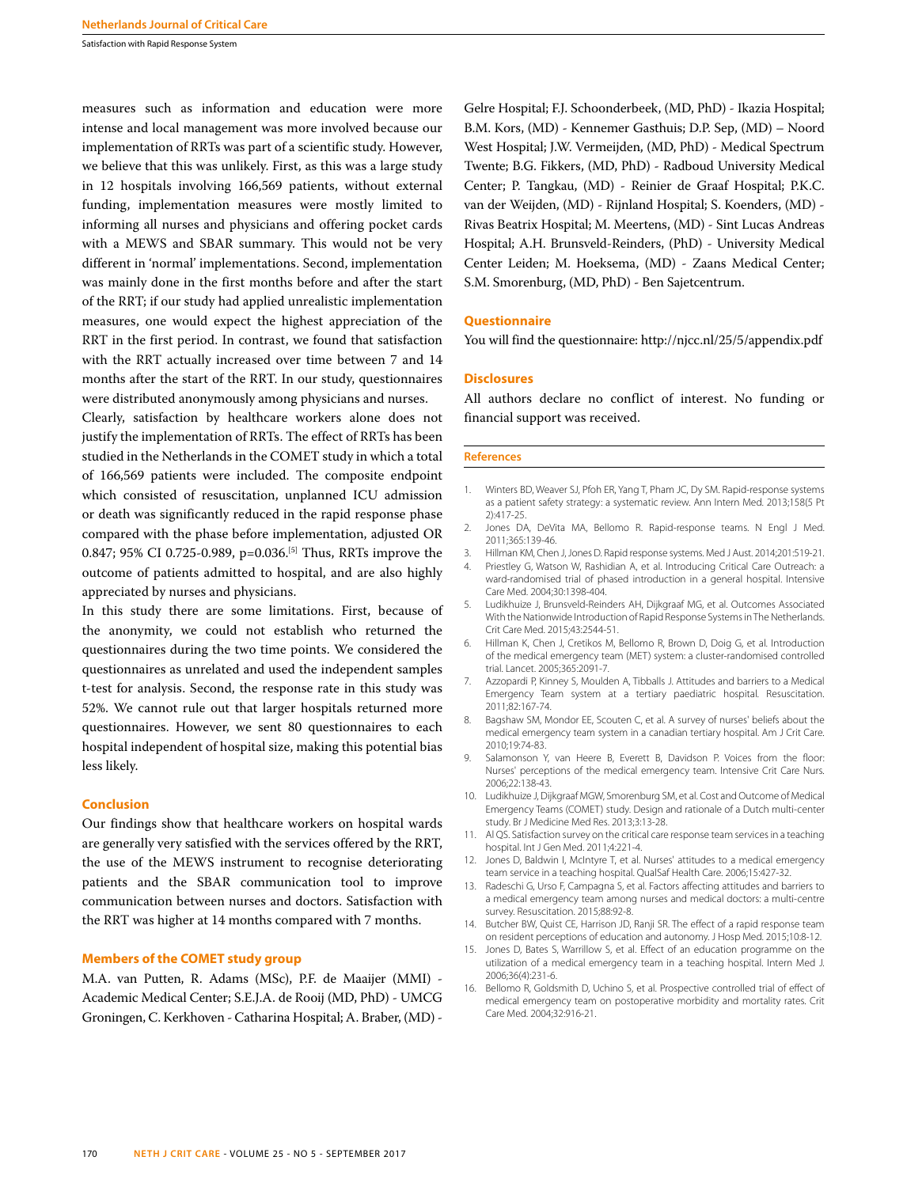measures such as information and education were more intense and local management was more involved because our implementation of RRTs was part of a scientific study. However, we believe that this was unlikely. First, as this was a large study in 12 hospitals involving 166,569 patients, without external funding, implementation measures were mostly limited to informing all nurses and physicians and offering pocket cards with a MEWS and SBAR summary. This would not be very different in 'normal' implementations. Second, implementation was mainly done in the first months before and after the start of the RRT; if our study had applied unrealistic implementation measures, one would expect the highest appreciation of the RRT in the first period. In contrast, we found that satisfaction with the RRT actually increased over time between 7 and 14 months after the start of the RRT. In our study, questionnaires were distributed anonymously among physicians and nurses.

Clearly, satisfaction by healthcare workers alone does not justify the implementation of RRTs. The effect of RRTs has been studied in the Netherlands in the COMET study in which a total of 166,569 patients were included. The composite endpoint which consisted of resuscitation, unplanned ICU admission or death was significantly reduced in the rapid response phase compared with the phase before implementation, adjusted OR 0.847; 95% CI 0.725-0.989, p=0.036.[5] Thus, RRTs improve the outcome of patients admitted to hospital, and are also highly appreciated by nurses and physicians.

In this study there are some limitations. First, because of the anonymity, we could not establish who returned the questionnaires during the two time points. We considered the questionnaires as unrelated and used the independent samples t-test for analysis. Second, the response rate in this study was 52%. We cannot rule out that larger hospitals returned more questionnaires. However, we sent 80 questionnaires to each hospital independent of hospital size, making this potential bias less likely.

## Conclusion

Our findings show that healthcare workers on hospital wards are generally very satisfied with the services offered by the RRT, the use of the MEWS instrument to recognise deteriorating patients and the SBAR communication tool to improve communication between nurses and doctors. Satisfaction with the RRT was higher at 14 months compared with 7 months.

## Members of the COMET study group

M.A. van Putten, R. Adams (MSc), P.F. de Maaijer (MMI) - Academic Medical Center; S.E.J.A. de Rooij (MD, PhD) - UMCG Groningen, C. Kerkhoven - Catharina Hospital; A. Braber, (MD) - Gelre Hospital; F.J. Schoonderbeek, (MD, PhD) - Ikazia Hospital; B.M. Kors, (MD) - Kennemer Gasthuis; D.P. Sep, (MD) – Noord West Hospital; J.W. Vermeijden, (MD, PhD) - Medical Spectrum Twente; B.G. Fikkers, (MD, PhD) - Radboud University Medical Center; P. Tangkau, (MD) - Reinier de Graaf Hospital; P.K.C. van der Weijden, (MD) - Rijnland Hospital; S. Koenders, (MD) - Rivas Beatrix Hospital; M. Meertens, (MD) - Sint Lucas Andreas Hospital; A.H. Brunsveld-Reinders, (PhD) - University Medical Center Leiden; M. Hoeksema, (MD) - Zaans Medical Center; S.M. Smorenburg, (MD, PhD) - Ben Sajetcentrum.

## Questionnaire

You will find the questionnaire: http://njcc.nl/25/5/appendix.pdf

## Disclosures

All authors declare no conflict of interest. No funding or financial support was received.

## References

1. Winters BD, Weaver SJ, Pfoh ER, Yang T, Pham JC, Dy SM. Rapid-response systems as a patient safety strategy: a systematic review. Ann Intern Med. 2013;158(5 Pt 2):417-25.
2. Jones DA, DeVita MA, Bellomo R. Rapid-response teams. N Engl J Med. 2011;365:139-46.
3. Hillman KM, Chen J, Jones D. Rapid response systems. Med J Aust. 2014;201:519-21.
4. Priestley G, Watson W, Rashidian A, et al. Introducing Critical Care Outreach: a ward-randomised trial of phased introduction in a general hospital. Intensive Care Med. 2004;30:1398-404.
5. Ludikhuize J, Brunsveld-Reinders AH, Dijkgraaf MG, et al. Outcomes Associated With the Nationwide Introduction of Rapid Response Systems in The Netherlands. Crit Care Med. 2015;43:2544-51.
6. Hillman K, Chen J, Cretikos M, Bellomo R, Brown D, Doig G, et al. Introduction of the medical emergency team (MET) system: a cluster-randomised controlled trial. Lancet. 2005;365:2091-7.
7. Azzopardi P, Kinney S, Moulden A, Tibballs J. Attitudes and barriers to a Medical Emergency Team system at a tertiary paediatric hospital. Resuscitation. 2011;82:167-74.
8. Bagshaw SM, Mondor EE, Scouten C, et al. A survey of nurses' beliefs about the medical emergency team system in a canadian tertiary hospital. Am J Crit Care. 2010;19:74-83.
9. Salamonson Y, van Heere B, Everett B, Davidson P. Voices from the floor: Nurses' perceptions of the medical emergency team. Intensive Crit Care Nurs. 2006;22:138-43.
10. Ludikhuize J, Dijkgraaf MGW, Smorenburg SM, et al. Cost and Outcome of Medical Emergency Teams (COMET) study. Design and rationale of a Dutch multi-center study. Br J Medicine Med Res. 2013;3:13-28.
11. Al QS. Satisfaction survey on the critical care response team services in a teaching hospital. Int J Gen Med. 2011;4:221-4.
12. Jones D, Baldwin I, McIntyre T, et al. Nurses' attitudes to a medical emergency team service in a teaching hospital. QualSaf Health Care. 2006;15:427-32.
13. Radeschi G, Urso F, Campagna S, et al. Factors affecting attitudes and barriers to a medical emergency team among nurses and medical doctors: a multi-centre survey. Resuscitation. 2015;88:92-8.
14. Butcher BW, Quist CE, Harrison JD, Ranji SR. The effect of a rapid response team on resident perceptions of education and autonomy. J Hosp Med. 2015;10:8-12.
15. Jones D, Bates S, Warrillow S, et al. Effect of an education programme on the utilization of a medical emergency team in a teaching hospital. Intern Med J. 2006;36(4):231-6.
16. Bellomo R, Goldsmith D, Uchino S, et al. Prospective controlled trial of effect of medical emergency team on postoperative morbidity and mortality rates. Crit Care Med. 2004;32:916-21.